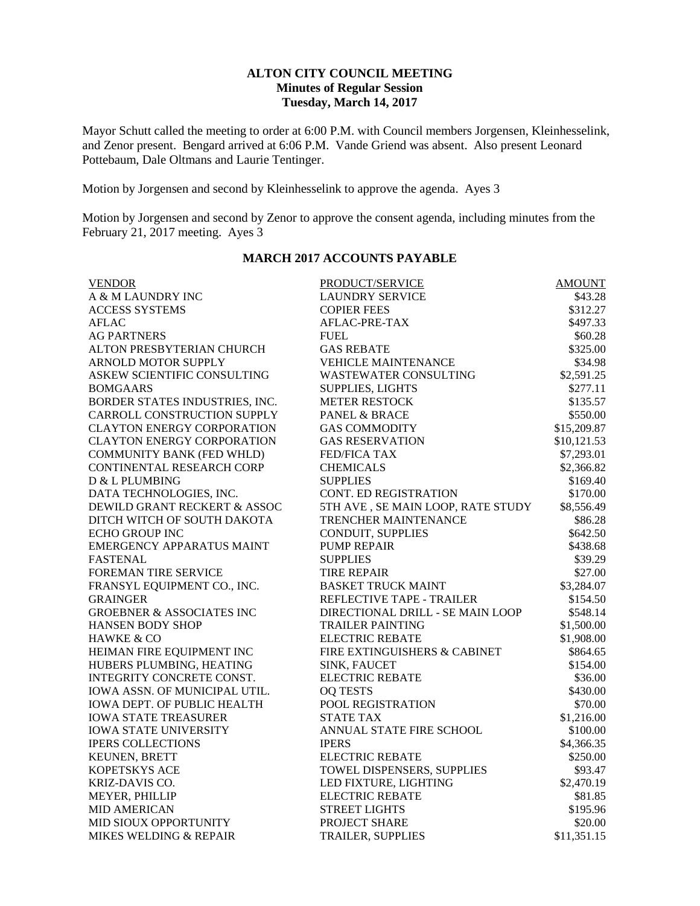# ALTON CITY COUNCIL MEETING
## Minutes of Regular Session
## Tuesday, March 14, 2017

Mayor Schutt called the meeting to order at 6:00 P.M. with Council members Jorgensen, Kleinhesselink, and Zenor present. Bengard arrived at 6:06 P.M. Vande Griend was absent. Also present Leonard Pottebaum, Dale Oltmans and Laurie Tentinger.

Motion by Jorgensen and second by Kleinhesselink to approve the agenda. Ayes 3

Motion by Jorgensen and second by Zenor to approve the consent agenda, including minutes from the February 21, 2017 meeting. Ayes 3

## MARCH 2017 ACCOUNTS PAYABLE

| VENDOR | PRODUCT/SERVICE | AMOUNT |
|---|---|---|
| A & M LAUNDRY INC | LAUNDRY SERVICE | $43.28 |
| ACCESS SYSTEMS | COPIER FEES | $312.27 |
| AFLAC | AFLAC-PRE-TAX | $497.33 |
| AG PARTNERS | FUEL | $60.28 |
| ALTON PRESBYTERIAN CHURCH | GAS REBATE | $325.00 |
| ARNOLD MOTOR SUPPLY | VEHICLE MAINTENANCE | $34.98 |
| ASKEW SCIENTIFIC CONSULTING | WASTEWATER CONSULTING | $2,591.25 |
| BOMGAARS | SUPPLIES, LIGHTS | $277.11 |
| BORDER STATES INDUSTRIES, INC. | METER RESTOCK | $135.57 |
| CARROLL CONSTRUCTION SUPPLY | PANEL & BRACE | $550.00 |
| CLAYTON ENERGY CORPORATION | GAS COMMODITY | $15,209.87 |
| CLAYTON ENERGY CORPORATION | GAS RESERVATION | $10,121.53 |
| COMMUNITY BANK (FED WHLD) | FED/FICA TAX | $7,293.01 |
| CONTINENTAL RESEARCH CORP | CHEMICALS | $2,366.82 |
| D & L PLUMBING | SUPPLIES | $169.40 |
| DATA TECHNOLOGIES, INC. | CONT. ED REGISTRATION | $170.00 |
| DEWILD GRANT RECKERT & ASSOC | 5TH AVE , SE MAIN LOOP, RATE STUDY | $8,556.49 |
| DITCH WITCH OF SOUTH DAKOTA | TRENCHER MAINTENANCE | $86.28 |
| ECHO GROUP INC | CONDUIT, SUPPLIES | $642.50 |
| EMERGENCY APPARATUS MAINT | PUMP REPAIR | $438.68 |
| FASTENAL | SUPPLIES | $39.29 |
| FOREMAN TIRE SERVICE | TIRE REPAIR | $27.00 |
| FRANSYL EQUIPMENT CO., INC. | BASKET TRUCK MAINT | $3,284.07 |
| GRAINGER | REFLECTIVE TAPE - TRAILER | $154.50 |
| GROEBNER & ASSOCIATES INC | DIRECTIONAL DRILL - SE MAIN LOOP | $548.14 |
| HANSEN BODY SHOP | TRAILER PAINTING | $1,500.00 |
| HAWKE & CO | ELECTRIC REBATE | $1,908.00 |
| HEIMAN FIRE EQUIPMENT INC | FIRE EXTINGUISHERS & CABINET | $864.65 |
| HUBERS PLUMBING, HEATING | SINK, FAUCET | $154.00 |
| INTEGRITY CONCRETE CONST. | ELECTRIC REBATE | $36.00 |
| IOWA ASSN. OF MUNICIPAL UTIL. | OQ TESTS | $430.00 |
| IOWA DEPT. OF PUBLIC HEALTH | POOL REGISTRATION | $70.00 |
| IOWA STATE TREASURER | STATE TAX | $1,216.00 |
| IOWA STATE UNIVERSITY | ANNUAL STATE FIRE SCHOOL | $100.00 |
| IPERS COLLECTIONS | IPERS | $4,366.35 |
| KEUNEN, BRETT | ELECTRIC REBATE | $250.00 |
| KOPETSKYS ACE | TOWEL DISPENSERS, SUPPLIES | $93.47 |
| KRIZ-DAVIS CO. | LED FIXTURE, LIGHTING | $2,470.19 |
| MEYER, PHILLIP | ELECTRIC REBATE | $81.85 |
| MID AMERICAN | STREET LIGHTS | $195.96 |
| MID SIOUX OPPORTUNITY | PROJECT SHARE | $20.00 |
| MIKES WELDING & REPAIR | TRAILER, SUPPLIES | $11,351.15 |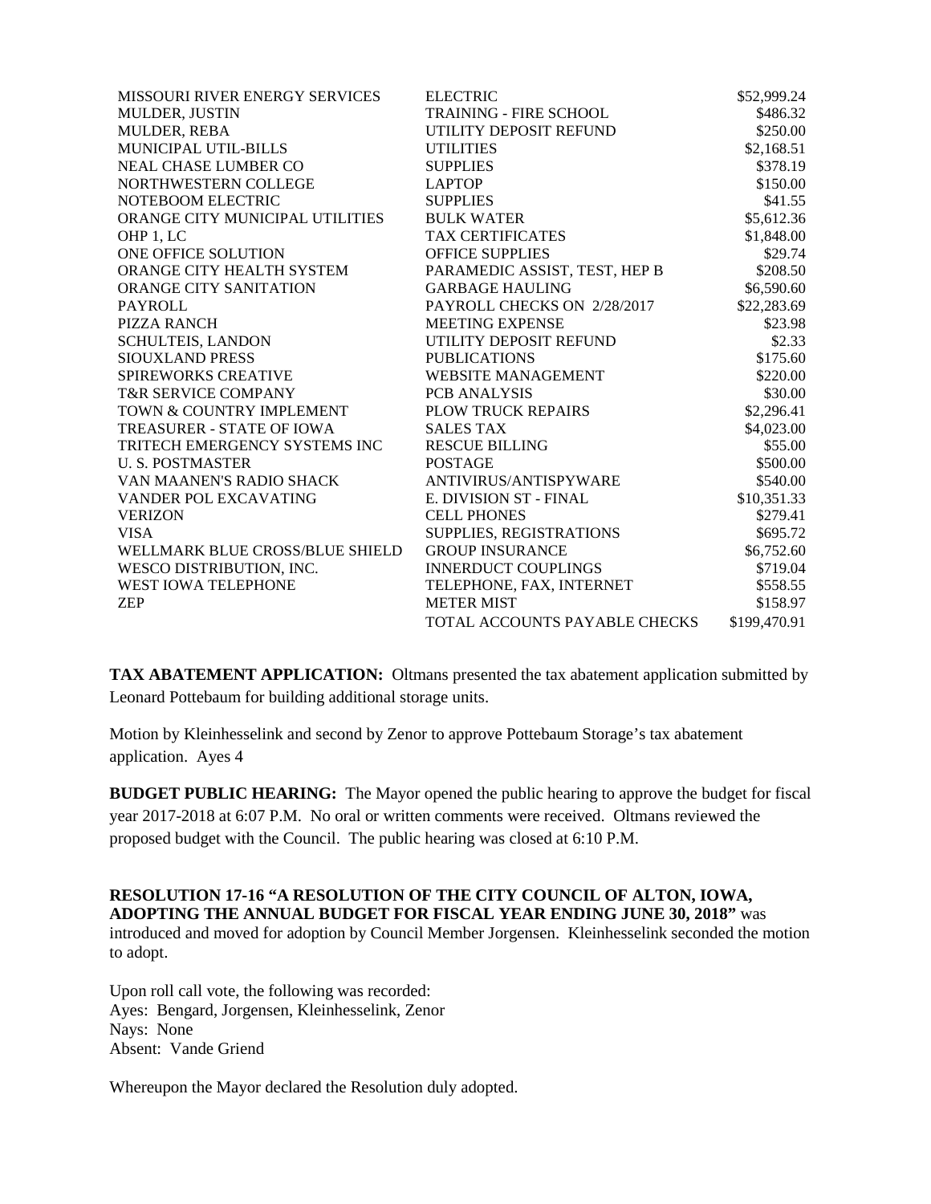| | | |
|---|---|---|
| MISSOURI RIVER ENERGY SERVICES | ELECTRIC | $52,999.24 |
| MULDER, JUSTIN | TRAINING - FIRE SCHOOL | $486.32 |
| MULDER, REBA | UTILITY DEPOSIT REFUND | $250.00 |
| MUNICIPAL UTIL-BILLS | UTILITIES | $2,168.51 |
| NEAL CHASE LUMBER CO | SUPPLIES | $378.19 |
| NORTHWESTERN COLLEGE | LAPTOP | $150.00 |
| NOTEBOOM ELECTRIC | SUPPLIES | $41.55 |
| ORANGE CITY MUNICIPAL UTILITIES | BULK WATER | $5,612.36 |
| OHP 1, LC | TAX CERTIFICATES | $1,848.00 |
| ONE OFFICE SOLUTION | OFFICE SUPPLIES | $29.74 |
| ORANGE CITY HEALTH SYSTEM | PARAMEDIC ASSIST, TEST, HEP B | $208.50 |
| ORANGE CITY SANITATION | GARBAGE HAULING | $6,590.60 |
| PAYROLL | PAYROLL CHECKS ON 2/28/2017 | $22,283.69 |
| PIZZA RANCH | MEETING EXPENSE | $23.98 |
| SCHULTEIS, LANDON | UTILITY DEPOSIT REFUND | $2.33 |
| SIOUXLAND PRESS | PUBLICATIONS | $175.60 |
| SPIREWORKS CREATIVE | WEBSITE MANAGEMENT | $220.00 |
| T&R SERVICE COMPANY | PCB ANALYSIS | $30.00 |
| TOWN & COUNTRY IMPLEMENT | PLOW TRUCK REPAIRS | $2,296.41 |
| TREASURER - STATE OF IOWA | SALES TAX | $4,023.00 |
| TRITECH EMERGENCY SYSTEMS INC | RESCUE BILLING | $55.00 |
| U. S. POSTMASTER | POSTAGE | $500.00 |
| VAN MAANEN'S RADIO SHACK | ANTIVIRUS/ANTISPYWARE | $540.00 |
| VANDER POL EXCAVATING | E. DIVISION ST - FINAL | $10,351.33 |
| VERIZON | CELL PHONES | $279.41 |
| VISA | SUPPLIES, REGISTRATIONS | $695.72 |
| WELLMARK BLUE CROSS/BLUE SHIELD | GROUP INSURANCE | $6,752.60 |
| WESCO DISTRIBUTION, INC. | INNERDUCT COUPLINGS | $719.04 |
| WEST IOWA TELEPHONE | TELEPHONE, FAX, INTERNET | $558.55 |
| ZEP | METER MIST | $158.97 |
| | TOTAL ACCOUNTS PAYABLE CHECKS | $199,470.91 |

**TAX ABATEMENT APPLICATION:** Oltmans presented the tax abatement application submitted by Leonard Pottebaum for building additional storage units.

Motion by Kleinhesselink and second by Zenor to approve Pottebaum Storage's tax abatement application. Ayes 4

**BUDGET PUBLIC HEARING:** The Mayor opened the public hearing to approve the budget for fiscal year 2017-2018 at 6:07 P.M. No oral or written comments were received. Oltmans reviewed the proposed budget with the Council. The public hearing was closed at 6:10 P.M.

**RESOLUTION 17-16 "A RESOLUTION OF THE CITY COUNCIL OF ALTON, IOWA, ADOPTING THE ANNUAL BUDGET FOR FISCAL YEAR ENDING JUNE 30, 2018"** was introduced and moved for adoption by Council Member Jorgensen. Kleinhesselink seconded the motion to adopt.

Upon roll call vote, the following was recorded:
Ayes: Bengard, Jorgensen, Kleinhesselink, Zenor
Nays: None
Absent: Vande Griend

Whereupon the Mayor declared the Resolution duly adopted.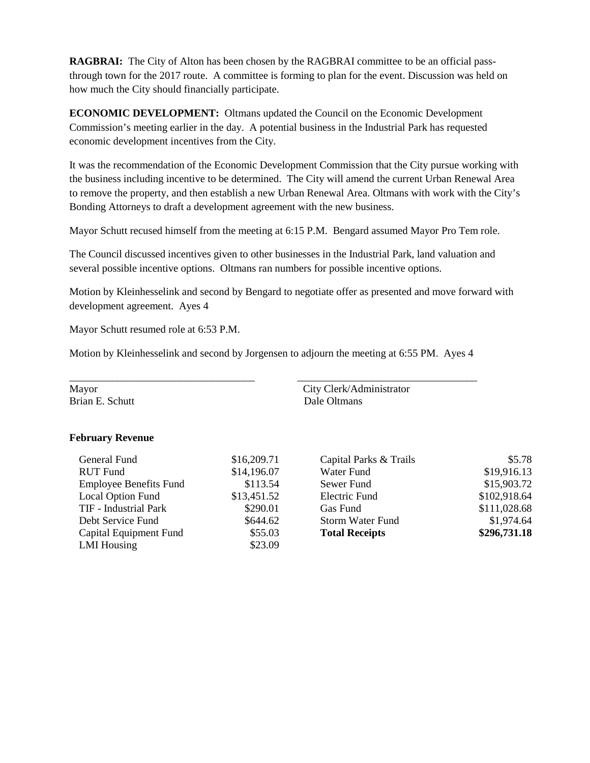**RAGBRAI:** The City of Alton has been chosen by the RAGBRAI committee to be an official pass-through town for the 2017 route. A committee is forming to plan for the event. Discussion was held on how much the City should financially participate.

**ECONOMIC DEVELOPMENT:** Oltmans updated the Council on the Economic Development Commission's meeting earlier in the day. A potential business in the Industrial Park has requested economic development incentives from the City.

It was the recommendation of the Economic Development Commission that the City pursue working with the business including incentive to be determined. The City will amend the current Urban Renewal Area to remove the property, and then establish a new Urban Renewal Area. Oltmans with work with the City's Bonding Attorneys to draft a development agreement with the new business.

Mayor Schutt recused himself from the meeting at 6:15 P.M. Bengard assumed Mayor Pro Tem role.

The Council discussed incentives given to other businesses in the Industrial Park, land valuation and several possible incentive options. Oltmans ran numbers for possible incentive options.

Motion by Kleinhesselink and second by Bengard to negotiate offer as presented and move forward with development agreement. Ayes 4

Mayor Schutt resumed role at 6:53 P.M.

Motion by Kleinhesselink and second by Jorgensen to adjourn the meeting at 6:55 PM. Ayes 4

\_\_\_\_\_\_\_\_\_\_\_\_\_\_\_\_\_\_\_\_\_\_\_\_\_\_\_\_\_\_\_\_\_\_\_ \_\_\_\_\_\_\_\_\_\_\_\_\_\_\_\_\_\_\_\_\_\_\_\_\_\_\_\_\_\_\_\_\_\_\_

Mayor
Brian E. Schutt

City Clerk/Administrator
Dale Oltmans

**February Revenue**

| | | | |
|---|---|---|---|
| General Fund | $16,209.71 | Capital Parks & Trails | $5.78 |
| RUT Fund | $14,196.07 | Water Fund | $19,916.13 |
| Employee Benefits Fund | $113.54 | Sewer Fund | $15,903.72 |
| Local Option Fund | $13,451.52 | Electric Fund | $102,918.64 |
| TIF - Industrial Park | $290.01 | Gas Fund | $111,028.68 |
| Debt Service Fund | $644.62 | Storm Water Fund | $1,974.64 |
| Capital Equipment Fund | $55.03 | **Total Receipts** | **$296,731.18** |
| LMI Housing | $23.09 | | |